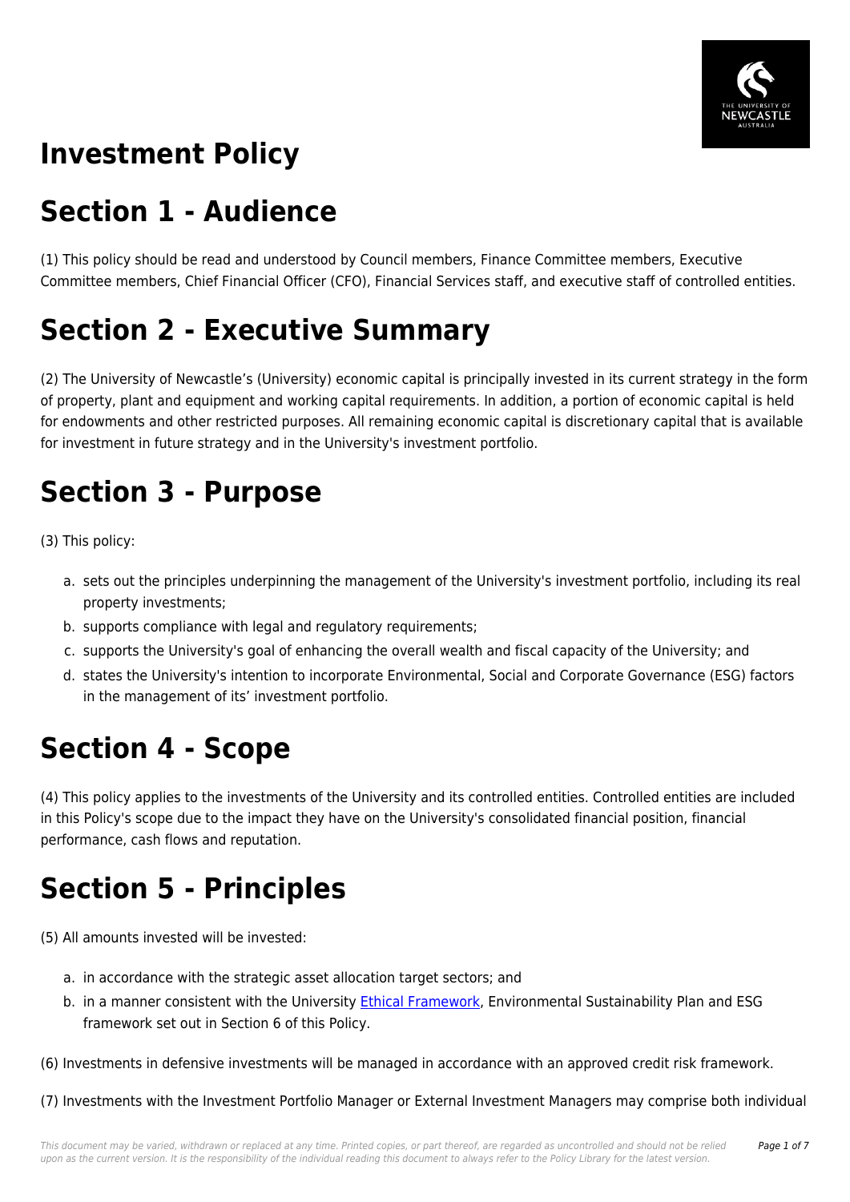# Investment Policy

## Section 1 - Audience

(1) This policy should be read and understood by Council members, Finance Committee members, Executive Committee members, Chief Financial Officer (CFO), Financial Services staff, and executive staff of controlled entities.

## Section 2 - Executive Summary

(2) The University of Newcastle's (University) economic capital is principally invested in its current strategy in the form of property, plant and equipment and working capital requirements. In addition, a portion of economic capital is held for endowments and other restricted purposes. All remaining economic capital is discretionary capital that is available for investment in future strategy and in the University's investment portfolio.

## Section 3 - Purpose

(3) This policy:

a. sets out the principles underpinning the management of the University's investment portfolio, including its real property investments;
b. supports compliance with legal and regulatory requirements;
c. supports the University's goal of enhancing the overall wealth and fiscal capacity of the University; and
d. states the University's intention to incorporate Environmental, Social and Corporate Governance (ESG) factors in the management of its' investment portfolio.

## Section 4 - Scope

(4) This policy applies to the investments of the University and its controlled entities. Controlled entities are included in this Policy's scope due to the impact they have on the University's consolidated financial position, financial performance, cash flows and reputation.

## Section 5 - Principles

(5) All amounts invested will be invested:

a. in accordance with the strategic asset allocation target sectors; and
b. in a manner consistent with the University Ethical Framework, Environmental Sustainability Plan and ESG framework set out in Section 6 of this Policy.

(6) Investments in defensive investments will be managed in accordance with an approved credit risk framework.

(7) Investments with the Investment Portfolio Manager or External Investment Managers may comprise both individual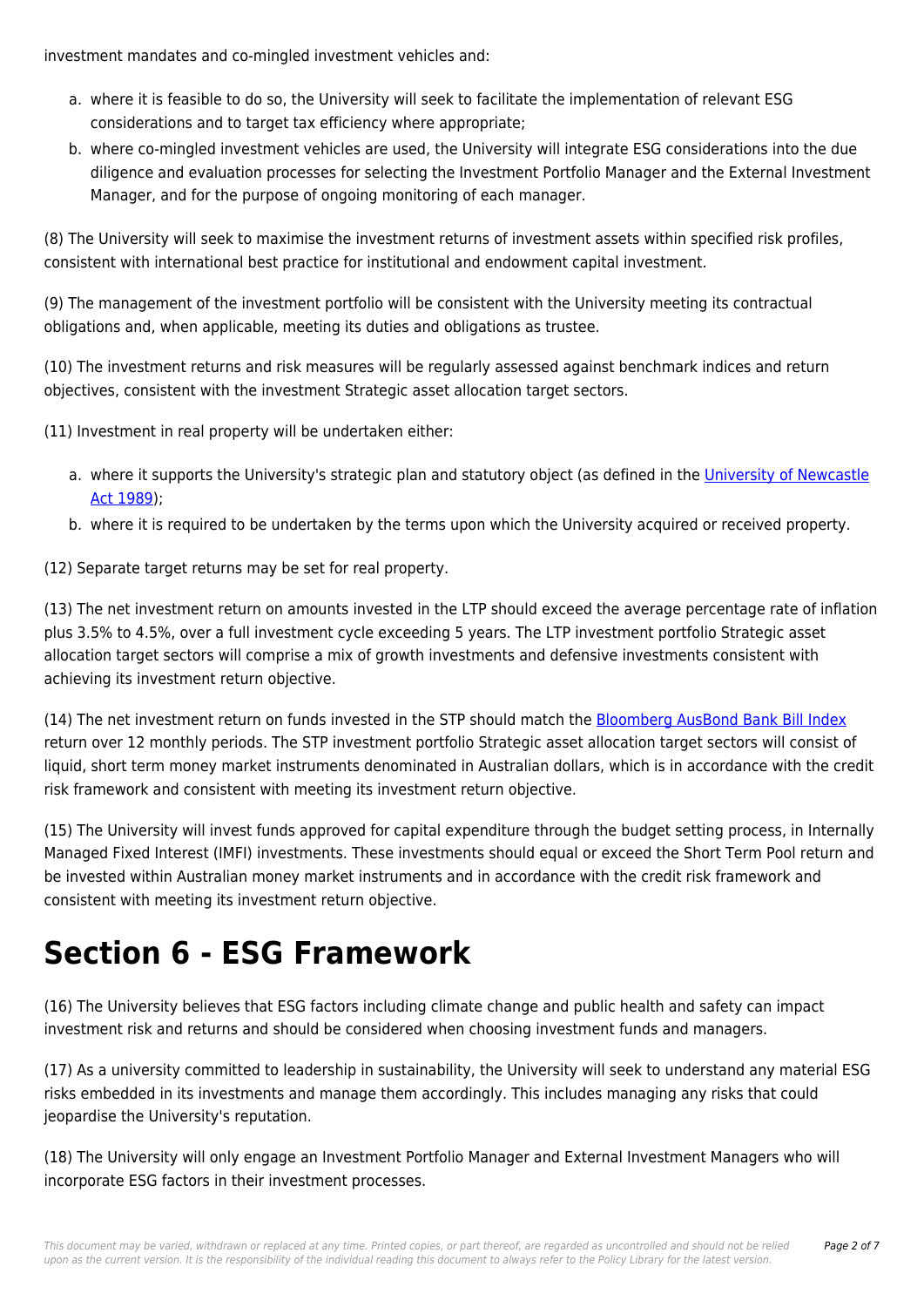investment mandates and co-mingled investment vehicles and:

a. where it is feasible to do so, the University will seek to facilitate the implementation of relevant ESG considerations and to target tax efficiency where appropriate;
b. where co-mingled investment vehicles are used, the University will integrate ESG considerations into the due diligence and evaluation processes for selecting the Investment Portfolio Manager and the External Investment Manager, and for the purpose of ongoing monitoring of each manager.

(8) The University will seek to maximise the investment returns of investment assets within specified risk profiles, consistent with international best practice for institutional and endowment capital investment.

(9) The management of the investment portfolio will be consistent with the University meeting its contractual obligations and, when applicable, meeting its duties and obligations as trustee.

(10) The investment returns and risk measures will be regularly assessed against benchmark indices and return objectives, consistent with the investment Strategic asset allocation target sectors.

(11) Investment in real property will be undertaken either:

a. where it supports the University's strategic plan and statutory object (as defined in the University of Newcastle Act 1989);
b. where it is required to be undertaken by the terms upon which the University acquired or received property.

(12) Separate target returns may be set for real property.

(13) The net investment return on amounts invested in the LTP should exceed the average percentage rate of inflation plus 3.5% to 4.5%, over a full investment cycle exceeding 5 years. The LTP investment portfolio Strategic asset allocation target sectors will comprise a mix of growth investments and defensive investments consistent with achieving its investment return objective.

(14) The net investment return on funds invested in the STP should match the Bloomberg AusBond Bank Bill Index return over 12 monthly periods. The STP investment portfolio Strategic asset allocation target sectors will consist of liquid, short term money market instruments denominated in Australian dollars, which is in accordance with the credit risk framework and consistent with meeting its investment return objective.

(15) The University will invest funds approved for capital expenditure through the budget setting process, in Internally Managed Fixed Interest (IMFI) investments. These investments should equal or exceed the Short Term Pool return and be invested within Australian money market instruments and in accordance with the credit risk framework and consistent with meeting its investment return objective.

# Section 6 - ESG Framework

(16) The University believes that ESG factors including climate change and public health and safety can impact investment risk and returns and should be considered when choosing investment funds and managers.

(17) As a university committed to leadership in sustainability, the University will seek to understand any material ESG risks embedded in its investments and manage them accordingly. This includes managing any risks that could jeopardise the University's reputation.

(18) The University will only engage an Investment Portfolio Manager and External Investment Managers who will incorporate ESG factors in their investment processes.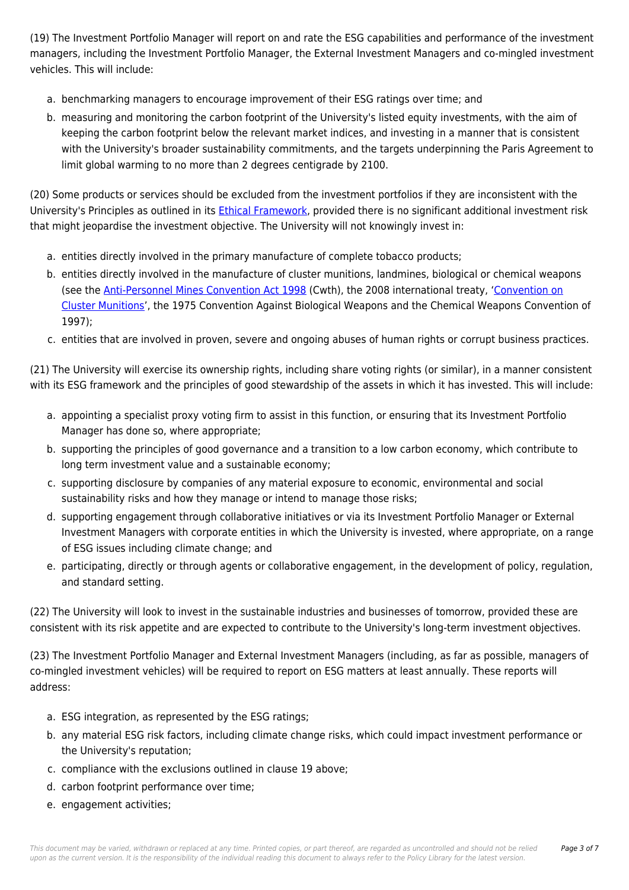(19) The Investment Portfolio Manager will report on and rate the ESG capabilities and performance of the investment managers, including the Investment Portfolio Manager, the External Investment Managers and co-mingled investment vehicles. This will include:

a. benchmarking managers to encourage improvement of their ESG ratings over time; and
b. measuring and monitoring the carbon footprint of the University's listed equity investments, with the aim of keeping the carbon footprint below the relevant market indices, and investing in a manner that is consistent with the University's broader sustainability commitments, and the targets underpinning the Paris Agreement to limit global warming to no more than 2 degrees centigrade by 2100.

(20) Some products or services should be excluded from the investment portfolios if they are inconsistent with the University's Principles as outlined in its Ethical Framework, provided there is no significant additional investment risk that might jeopardise the investment objective. The University will not knowingly invest in:

a. entities directly involved in the primary manufacture of complete tobacco products;
b. entities directly involved in the manufacture of cluster munitions, landmines, biological or chemical weapons (see the Anti-Personnel Mines Convention Act 1998 (Cwth), the 2008 international treaty, 'Convention on Cluster Munitions', the 1975 Convention Against Biological Weapons and the Chemical Weapons Convention of 1997);
c. entities that are involved in proven, severe and ongoing abuses of human rights or corrupt business practices.

(21) The University will exercise its ownership rights, including share voting rights (or similar), in a manner consistent with its ESG framework and the principles of good stewardship of the assets in which it has invested. This will include:

a. appointing a specialist proxy voting firm to assist in this function, or ensuring that its Investment Portfolio Manager has done so, where appropriate;
b. supporting the principles of good governance and a transition to a low carbon economy, which contribute to long term investment value and a sustainable economy;
c. supporting disclosure by companies of any material exposure to economic, environmental and social sustainability risks and how they manage or intend to manage those risks;
d. supporting engagement through collaborative initiatives or via its Investment Portfolio Manager or External Investment Managers with corporate entities in which the University is invested, where appropriate, on a range of ESG issues including climate change; and
e. participating, directly or through agents or collaborative engagement, in the development of policy, regulation, and standard setting.

(22) The University will look to invest in the sustainable industries and businesses of tomorrow, provided these are consistent with its risk appetite and are expected to contribute to the University's long-term investment objectives.

(23) The Investment Portfolio Manager and External Investment Managers (including, as far as possible, managers of co-mingled investment vehicles) will be required to report on ESG matters at least annually. These reports will address:

a. ESG integration, as represented by the ESG ratings;
b. any material ESG risk factors, including climate change risks, which could impact investment performance or the University's reputation;
c. compliance with the exclusions outlined in clause 19 above;
d. carbon footprint performance over time;
e. engagement activities;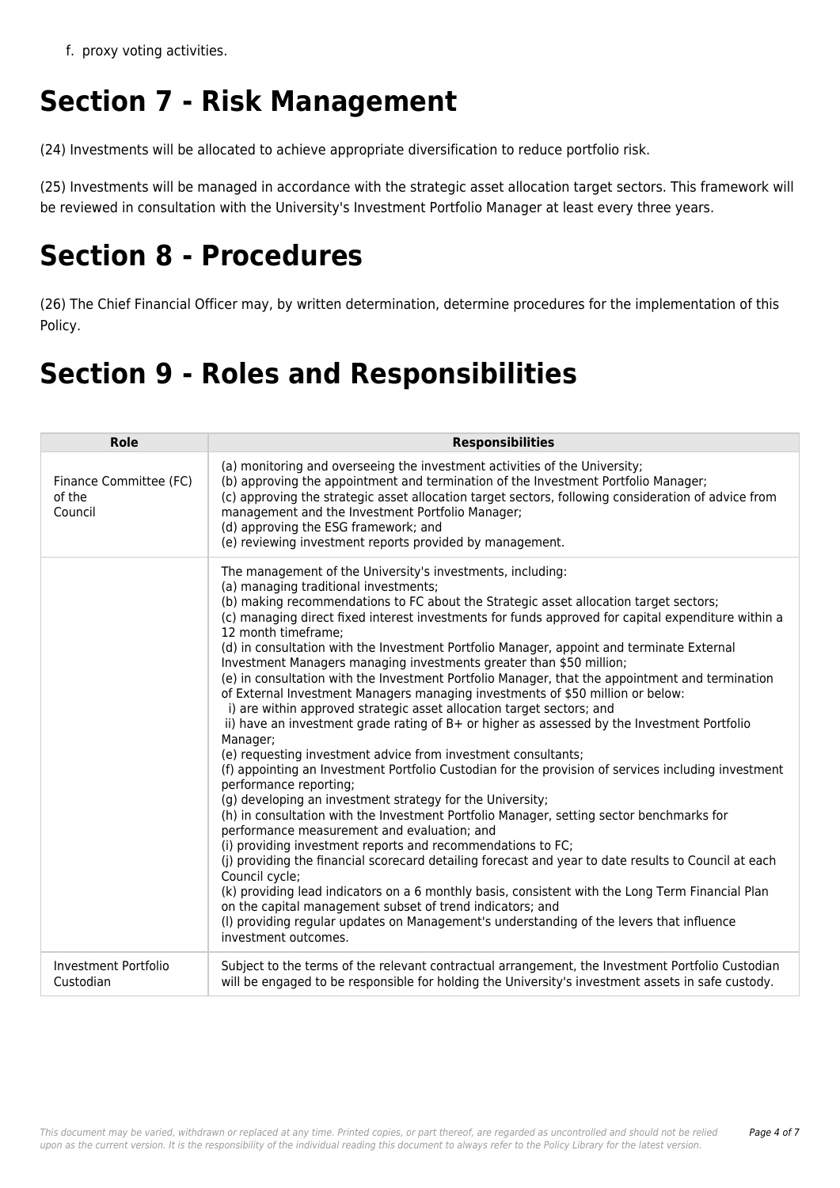f. proxy voting activities.

# Section 7 - Risk Management

(24) Investments will be allocated to achieve appropriate diversification to reduce portfolio risk.

(25) Investments will be managed in accordance with the strategic asset allocation target sectors. This framework will be reviewed in consultation with the University's Investment Portfolio Manager at least every three years.

# Section 8 - Procedures

(26) The Chief Financial Officer may, by written determination, determine procedures for the implementation of this Policy.

# Section 9 - Roles and Responsibilities

| Role | Responsibilities |
|---|---|
| Finance Committee (FC) of the Council | (a) monitoring and overseeing the investment activities of the University;<br>(b) approving the appointment and termination of the Investment Portfolio Manager;<br>(c) approving the strategic asset allocation target sectors, following consideration of advice from management and the Investment Portfolio Manager;<br>(d) approving the ESG framework; and<br>(e) reviewing investment reports provided by management. |
| | The management of the University's investments, including:<br>(a) managing traditional investments;<br>(b) making recommendations to FC about the Strategic asset allocation target sectors;<br>(c) managing direct fixed interest investments for funds approved for capital expenditure within a 12 month timeframe;<br>(d) in consultation with the Investment Portfolio Manager, appoint and terminate External Investment Managers managing investments greater than $50 million;<br>(e) in consultation with the Investment Portfolio Manager, that the appointment and termination of External Investment Managers managing investments of $50 million or below:<br>i) are within approved strategic asset allocation target sectors; and<br>ii) have an investment grade rating of B+ or higher as assessed by the Investment Portfolio Manager;<br>(e) requesting investment advice from investment consultants;<br>(f) appointing an Investment Portfolio Custodian for the provision of services including investment performance reporting;<br>(g) developing an investment strategy for the University;<br>(h) in consultation with the Investment Portfolio Manager, setting sector benchmarks for performance measurement and evaluation; and<br>(i) providing investment reports and recommendations to FC;<br>(j) providing the financial scorecard detailing forecast and year to date results to Council at each Council cycle;<br>(k) providing lead indicators on a 6 monthly basis, consistent with the Long Term Financial Plan on the capital management subset of trend indicators; and<br>(l) providing regular updates on Management's understanding of the levers that influence investment outcomes. |
| Investment Portfolio Custodian | Subject to the terms of the relevant contractual arrangement, the Investment Portfolio Custodian will be engaged to be responsible for holding the University's investment assets in safe custody. |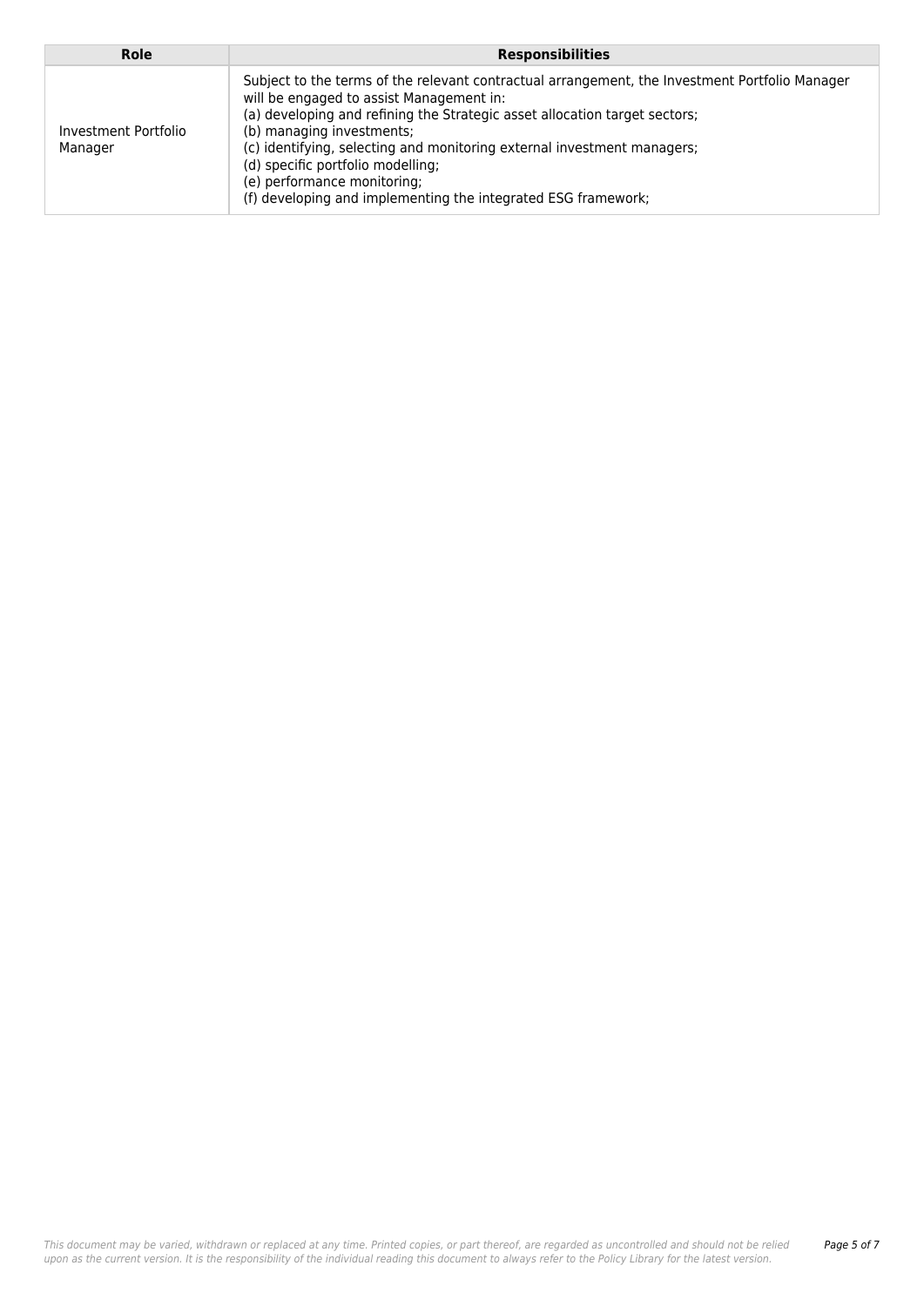| Role | Responsibilities |
| --- | --- |
| Investment Portfolio Manager | Subject to the terms of the relevant contractual arrangement, the Investment Portfolio Manager will be engaged to assist Management in:<br>(a) developing and refining the Strategic asset allocation target sectors;<br>(b) managing investments;<br>(c) identifying, selecting and monitoring external investment managers;<br>(d) specific portfolio modelling;<br>(e) performance monitoring;<br>(f) developing and implementing the integrated ESG framework; |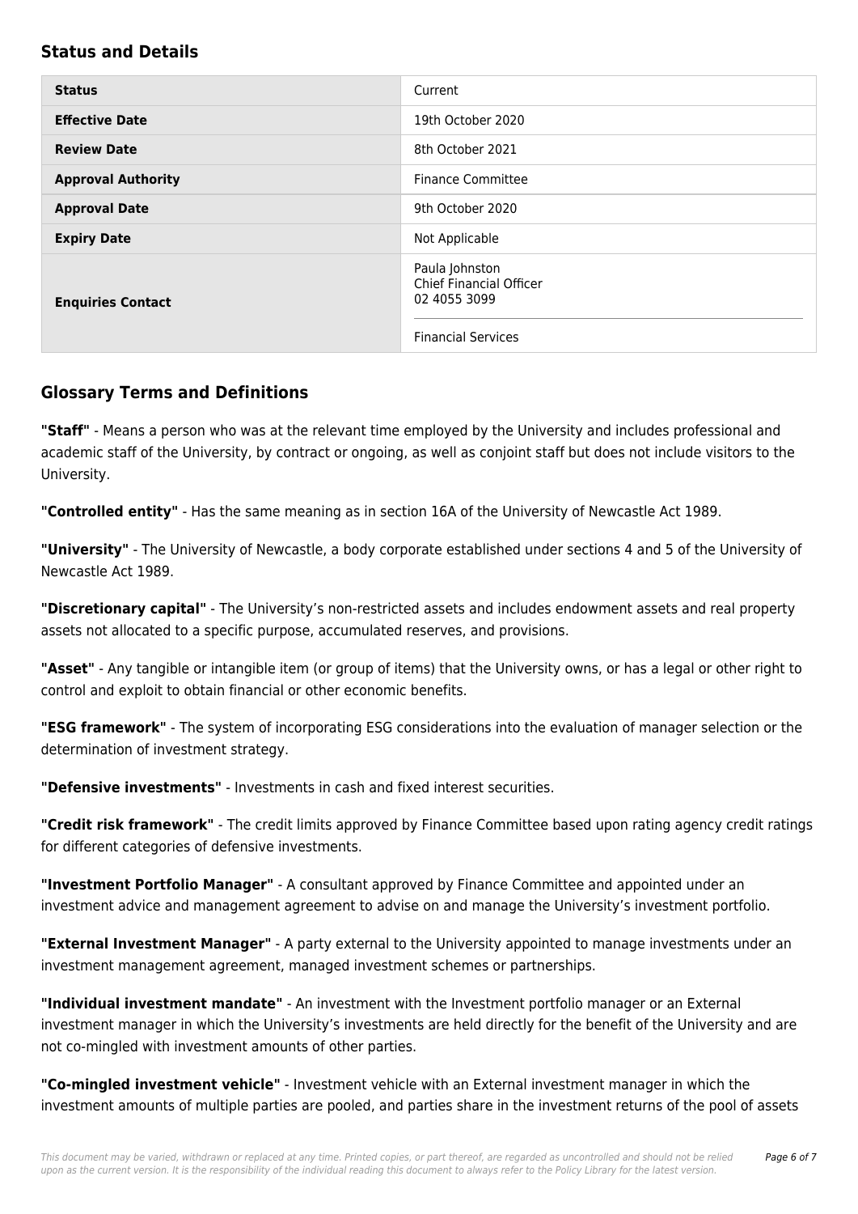## Status and Details

| Status | Current |
| --- | --- |
| **Effective Date** | 19th October 2020 |
| **Review Date** | 8th October 2021 |
| **Approval Authority** | Finance Committee |
| **Approval Date** | 9th October 2020 |
| **Expiry Date** | Not Applicable |
| **Enquiries Contact** | Paula Johnston<br>Chief Financial Officer<br>02 4055 3099<br><br>Financial Services |

## Glossary Terms and Definitions

**"Staff"** - Means a person who was at the relevant time employed by the University and includes professional and academic staff of the University, by contract or ongoing, as well as conjoint staff but does not include visitors to the University.

**"Controlled entity"** - Has the same meaning as in section 16A of the University of Newcastle Act 1989.

**"University"** - The University of Newcastle, a body corporate established under sections 4 and 5 of the University of Newcastle Act 1989.

**"Discretionary capital"** - The University's non-restricted assets and includes endowment assets and real property assets not allocated to a specific purpose, accumulated reserves, and provisions.

**"Asset"** - Any tangible or intangible item (or group of items) that the University owns, or has a legal or other right to control and exploit to obtain financial or other economic benefits.

**"ESG framework"** - The system of incorporating ESG considerations into the evaluation of manager selection or the determination of investment strategy.

**"Defensive investments"** - Investments in cash and fixed interest securities.

**"Credit risk framework"** - The credit limits approved by Finance Committee based upon rating agency credit ratings for different categories of defensive investments.

**"Investment Portfolio Manager"** - A consultant approved by Finance Committee and appointed under an investment advice and management agreement to advise on and manage the University's investment portfolio.

**"External Investment Manager"** - A party external to the University appointed to manage investments under an investment management agreement, managed investment schemes or partnerships.

**"Individual investment mandate"** - An investment with the Investment portfolio manager or an External investment manager in which the University's investments are held directly for the benefit of the University and are not co-mingled with investment amounts of other parties.

**"Co-mingled investment vehicle"** - Investment vehicle with an External investment manager in which the investment amounts of multiple parties are pooled, and parties share in the investment returns of the pool of assets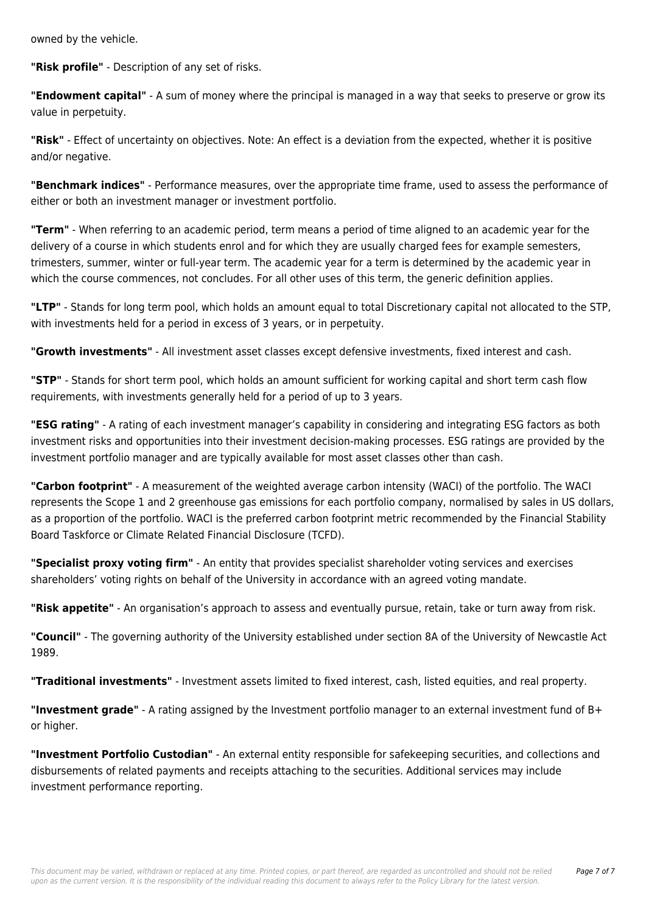owned by the vehicle.

**"Risk profile"** - Description of any set of risks.

**"Endowment capital"** - A sum of money where the principal is managed in a way that seeks to preserve or grow its value in perpetuity.

**"Risk"** - Effect of uncertainty on objectives. Note: An effect is a deviation from the expected, whether it is positive and/or negative.

**"Benchmark indices"** - Performance measures, over the appropriate time frame, used to assess the performance of either or both an investment manager or investment portfolio.

**"Term"** - When referring to an academic period, term means a period of time aligned to an academic year for the delivery of a course in which students enrol and for which they are usually charged fees for example semesters, trimesters, summer, winter or full-year term. The academic year for a term is determined by the academic year in which the course commences, not concludes. For all other uses of this term, the generic definition applies.

**"LTP"** - Stands for long term pool, which holds an amount equal to total Discretionary capital not allocated to the STP, with investments held for a period in excess of 3 years, or in perpetuity.

**"Growth investments"** - All investment asset classes except defensive investments, fixed interest and cash.

**"STP"** - Stands for short term pool, which holds an amount sufficient for working capital and short term cash flow requirements, with investments generally held for a period of up to 3 years.

**"ESG rating"** - A rating of each investment manager's capability in considering and integrating ESG factors as both investment risks and opportunities into their investment decision-making processes. ESG ratings are provided by the investment portfolio manager and are typically available for most asset classes other than cash.

**"Carbon footprint"** - A measurement of the weighted average carbon intensity (WACI) of the portfolio. The WACI represents the Scope 1 and 2 greenhouse gas emissions for each portfolio company, normalised by sales in US dollars, as a proportion of the portfolio. WACI is the preferred carbon footprint metric recommended by the Financial Stability Board Taskforce or Climate Related Financial Disclosure (TCFD).

**"Specialist proxy voting firm"** - An entity that provides specialist shareholder voting services and exercises shareholders' voting rights on behalf of the University in accordance with an agreed voting mandate.

**"Risk appetite"** - An organisation's approach to assess and eventually pursue, retain, take or turn away from risk.

**"Council"** - The governing authority of the University established under section 8A of the University of Newcastle Act 1989.

**"Traditional investments"** - Investment assets limited to fixed interest, cash, listed equities, and real property.

**"Investment grade"** - A rating assigned by the Investment portfolio manager to an external investment fund of B+ or higher.

**"Investment Portfolio Custodian"** - An external entity responsible for safekeeping securities, and collections and disbursements of related payments and receipts attaching to the securities. Additional services may include investment performance reporting.